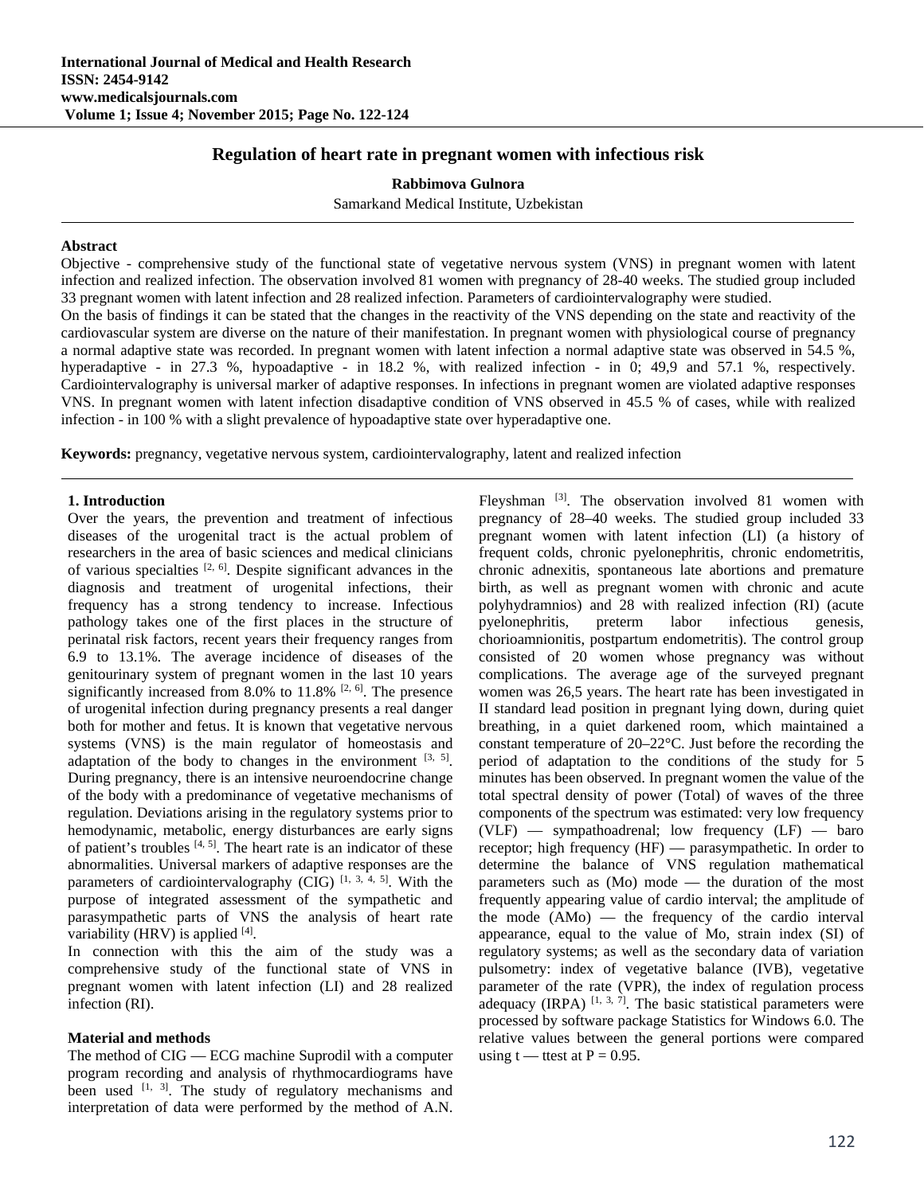# Regulation of heart rate in pregnant women with infectious risk

**Rabbimova Gulnora**

Samarkand Medical Institute, Uzbekistan

## Abstract

Objective - comprehensive study of the functional state of vegetative nervous system (VNS) in pregnant women with latent infection and realized infection. The observation involved 81 women with pregnancy of 28-40 weeks. The studied group included 33 pregnant women with latent infection and 28 realized infection. Parameters of cardiointervalography were studied.

On the basis of findings it can be stated that the changes in the reactivity of the VNS depending on the state and reactivity of the cardiovascular system are diverse on the nature of their manifestation. In pregnant women with physiological course of pregnancy a normal adaptive state was recorded. In pregnant women with latent infection a normal adaptive state was observed in 54.5 %, hyperadaptive - in 27.3 %, hypoadaptive - in 18.2 %, with realized infection - in 0; 49,9 and 57.1 %, respectively. Cardiointervalography is universal marker of adaptive responses. In infections in pregnant women are violated adaptive responses VNS. In pregnant women with latent infection disadaptive condition of VNS observed in 45.5 % of cases, while with realized infection - in 100 % with a slight prevalence of hypoadaptive state over hyperadaptive one.

**Keywords:** pregnancy, vegetative nervous system, cardiointervalography, latent and realized infection

## 1. Introduction

Over the years, the prevention and treatment of infectious diseases of the urogenital tract is the actual problem of researchers in the area of basic sciences and medical clinicians of various specialties [2, 6]. Despite significant advances in the diagnosis and treatment of urogenital infections, their frequency has a strong tendency to increase. Infectious pathology takes one of the first places in the structure of perinatal risk factors, recent years their frequency ranges from 6.9 to 13.1%. The average incidence of diseases of the genitourinary system of pregnant women in the last 10 years significantly increased from 8.0% to 11.8% [2, 6]. The presence of urogenital infection during pregnancy presents a real danger both for mother and fetus. It is known that vegetative nervous systems (VNS) is the main regulator of homeostasis and adaptation of the body to changes in the environment [3, 5]. During pregnancy, there is an intensive neuroendocrine change of the body with a predominance of vegetative mechanisms of regulation. Deviations arising in the regulatory systems prior to hemodynamic, metabolic, energy disturbances are early signs of patient's troubles [4, 5]. The heart rate is an indicator of these abnormalities. Universal markers of adaptive responses are the parameters of cardiointervalography (CIG) [1, 3, 4, 5]. With the purpose of integrated assessment of the sympathetic and parasympathetic parts of VNS the analysis of heart rate variability (HRV) is applied [4].

In connection with this the aim of the study was a comprehensive study of the functional state of VNS in pregnant women with latent infection (LI) and 28 realized infection (RI).

## Material and methods

The method of CIG — ECG machine Suprodil with a computer program recording and analysis of rhythmocardiograms have been used [1, 3]. The study of regulatory mechanisms and interpretation of data were performed by the method of A.N. Fleyshman [3]. The observation involved 81 women with pregnancy of 28–40 weeks. The studied group included 33 pregnant women with latent infection (LI) (a history of frequent colds, chronic pyelonephritis, chronic endometritis, chronic adnexitis, spontaneous late abortions and premature birth, as well as pregnant women with chronic and acute polyhydramnios) and 28 with realized infection (RI) (acute pyelonephritis, preterm labor infectious genesis, chorioamnionitis, postpartum endometritis). The control group consisted of 20 women whose pregnancy was without complications. The average age of the surveyed pregnant women was 26,5 years. The heart rate has been investigated in II standard lead position in pregnant lying down, during quiet breathing, in a quiet darkened room, which maintained a constant temperature of 20–22°C. Just before the recording the period of adaptation to the conditions of the study for 5 minutes has been observed. In pregnant women the value of the total spectral density of power (Total) of waves of the three components of the spectrum was estimated: very low frequency (VLF) — sympathoadrenal; low frequency (LF) — baro receptor; high frequency (HF) — parasympathetic. In order to determine the balance of VNS regulation mathematical parameters such as (Mo) mode — the duration of the most frequently appearing value of cardio interval; the amplitude of the mode (AMo) — the frequency of the cardio interval appearance, equal to the value of Mo, strain index (SI) of regulatory systems; as well as the secondary data of variation pulsometry: index of vegetative balance (IVB), vegetative parameter of the rate (VPR), the index of regulation process adequacy (IRPA) [1, 3, 7]. The basic statistical parameters were processed by software package Statistics for Windows 6.0. The relative values between the general portions were compared using t — ttest at P = 0.95.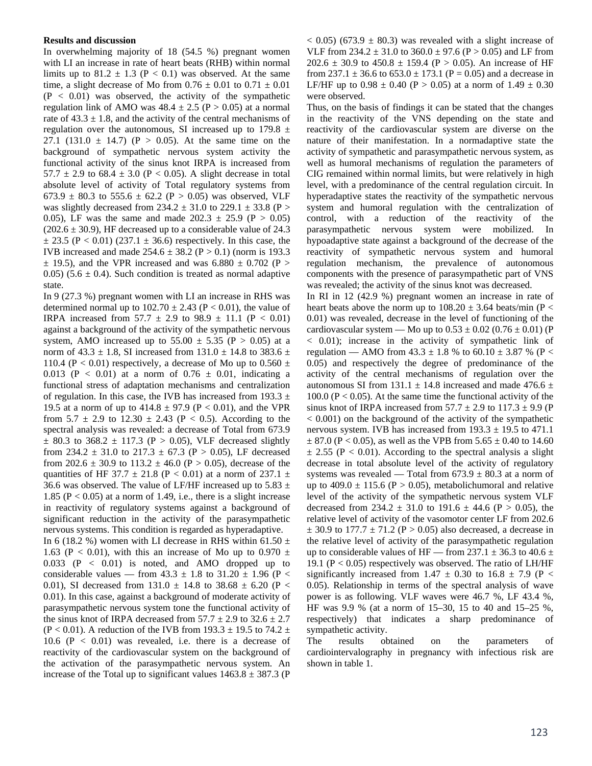**Results and discussion**

In overwhelming majority of 18 (54.5 %) pregnant women with LI an increase in rate of heart beats (RHB) within normal limits up to 81.2 ± 1.3 (P < 0.1) was observed. At the same time, a slight decrease of Mo from 0.76 ± 0.01 to 0.71 ± 0.01 (P < 0.01) was observed, the activity of the sympathetic regulation link of AMO was 48.4 ± 2.5 (P > 0.05) at a normal rate of 43.3 ± 1.8, and the activity of the central mechanisms of regulation over the autonomous, SI increased up to 179.8 ± 27.1 (131.0 ± 14.7) (P > 0.05). At the same time on the background of sympathetic nervous system activity the functional activity of the sinus knot IRPA is increased from 57.7 ± 2.9 to 68.4 ± 3.0 (P < 0.05). A slight decrease in total absolute level of activity of Total regulatory systems from 673.9 ± 80.3 to 555.6 ± 62.2 (P > 0.05) was observed, VLF was slightly decreased from 234.2 ± 31.0 to 229.1 ± 33.8 (P > 0.05), LF was the same and made 202.3 ± 25.9 (P > 0.05) (202.6 ± 30.9), HF decreased up to a considerable value of 24.3 ± 23.5 (P < 0.01) (237.1 ± 36.6) respectively. In this case, the IVB increased and made 254.6 ± 38.2 (P > 0.1) (norm is 193.3 ± 19.5), and the VPR increased and was 6.880 ± 0.702 (P > 0.05) (5.6 ± 0.4). Such condition is treated as normal adaptive state.

In 9 (27.3 %) pregnant women with LI an increase in RHS was determined normal up to 102.70 ± 2.43 (P < 0.01), the value of IRPA increased from 57.7 ± 2.9 to 98.9 ± 11.1 (P < 0.01) against a background of the activity of the sympathetic nervous system, AMO increased up to 55.00 ± 5.35 (P > 0.05) at a norm of 43.3 ± 1.8, SI increased from 131.0 ± 14.8 to 383.6 ± 110.4 (P < 0.01) respectively, a decrease of Mo up to 0.560 ± 0.013 (P < 0.01) at a norm of 0.76 ± 0.01, indicating a functional stress of adaptation mechanisms and centralization of regulation. In this case, the IVB has increased from 193.3 ± 19.5 at a norm of up to 414.8 ± 97.9 (P < 0.01), and the VPR from 5.7 ± 2.9 to 12.30 ± 2.43 (P < 0.5). According to the spectral analysis was revealed: a decrease of Total from 673.9 ± 80.3 to 368.2 ± 117.3 (P > 0.05), VLF decreased slightly from 234.2 ± 31.0 to 217.3 ± 67.3 (P > 0.05), LF decreased from 202.6 ± 30.9 to 113.2 ± 46.0 (P > 0.05), decrease of the quantities of HF 37.7 ± 21.8 (P < 0.01) at a norm of 237.1 ± 36.6 was observed. The value of LF/HF increased up to 5.83 ± 1.85 (P < 0.05) at a norm of 1.49, i.e., there is a slight increase in reactivity of regulatory systems against a background of significant reduction in the activity of the parasympathetic nervous systems. This condition is regarded as hyperadaptive.

In 6 (18.2 %) women with LI decrease in RHS within 61.50 ± 1.63 (P < 0.01), with this an increase of Mo up to 0.970 ± 0.033 (P < 0.01) is noted, and AMO dropped up to considerable values — from 43.3 ± 1.8 to 31.20 ± 1.96 (P < 0.01), SI decreased from 131.0 ± 14.8 to 38.68 ± 6.20 (P < 0.01). In this case, against a background of moderate activity of parasympathetic nervous system tone the functional activity of the sinus knot of IRPA decreased from 57.7 ± 2.9 to 32.6 ± 2.7 (P < 0.01). A reduction of the IVB from 193.3 ± 19.5 to 74.2 ± 10.6 (P < 0.01) was revealed, i.e. there is a decrease of reactivity of the cardiovascular system on the background of the activation of the parasympathetic nervous system. An increase of the Total up to significant values 1463.8 ± 387.3 (P < 0.05) (673.9 ± 80.3) was revealed with a slight increase of VLF from 234.2 ± 31.0 to 360.0 ± 97.6 (P > 0.05) and LF from 202.6 ± 30.9 to 450.8 ± 159.4 (P > 0.05). An increase of HF from 237.1 ± 36.6 to 653.0 ± 173.1 (P = 0.05) and a decrease in LF/HF up to 0.98 ± 0.40 (P > 0.05) at a norm of 1.49 ± 0.30 were observed.

Thus, on the basis of findings it can be stated that the changes in the reactivity of the VNS depending on the state and reactivity of the cardiovascular system are diverse on the nature of their manifestation. In a normadaptive state the activity of sympathetic and parasympathetic nervous system, as well as humoral mechanisms of regulation the parameters of CIG remained within normal limits, but were relatively in high level, with a predominance of the central regulation circuit. In hyperadaptive states the reactivity of the sympathetic nervous system and humoral regulation with the centralization of control, with a reduction of the reactivity of the parasympathetic nervous system were mobilized. In hypoadaptive state against a background of the decrease of the reactivity of sympathetic nervous system and humoral regulation mechanism, the prevalence of autonomous components with the presence of parasympathetic part of VNS was revealed; the activity of the sinus knot was decreased.

In RI in 12 (42.9 %) pregnant women an increase in rate of heart beats above the norm up to 108.20 ± 3.64 beats/min (P < 0.01) was revealed, decrease in the level of functioning of the cardiovascular system — Mo up to 0.53 ± 0.02 (0.76 ± 0.01) (P < 0.01); increase in the activity of sympathetic link of regulation — AMO from 43.3 ± 1.8 % to 60.10 ± 3.87 % (P < 0.05) and respectively the degree of predominance of the activity of the central mechanisms of regulation over the autonomous SI from 131.1 ± 14.8 increased and made 476.6 ± 100.0 (P < 0.05). At the same time the functional activity of the sinus knot of IRPA increased from 57.7 ± 2.9 to 117.3 ± 9.9 (P < 0.001) on the background of the activity of the sympathetic nervous system. IVB has increased from 193.3 ± 19.5 to 471.1 ± 87.0 (P < 0.05), as well as the VPB from 5.65 ± 0.40 to 14.60 ± 2.55 (P < 0.01). According to the spectral analysis a slight decrease in total absolute level of the activity of regulatory systems was revealed — Total from 673.9 ± 80.3 at a norm of up to 409.0 ± 115.6 (P > 0.05), metabolichumoral and relative level of the activity of the sympathetic nervous system VLF decreased from 234.2 ± 31.0 to 191.6 ± 44.6 (P > 0.05), the relative level of activity of the vasomotor center LF from 202.6 ± 30.9 to 177.7 ± 71.2 (P > 0.05) also decreased, a decrease in the relative level of activity of the parasympathetic regulation up to considerable values of HF — from 237.1 ± 36.3 to 40.6 ± 19.1 (P < 0.05) respectively was observed. The ratio of LH/HF significantly increased from 1.47 ± 0.30 to 16.8 ± 7.9 (P < 0.05). Relationship in terms of the spectral analysis of wave power is as following. VLF waves were 46.7 %, LF 43.4 %, HF was 9.9 % (at a norm of 15–30, 15 to 40 and 15–25 %, respectively) that indicates a sharp predominance of sympathetic activity.

The results obtained on the parameters of cardiointervalography in pregnancy with infectious risk are shown in table 1.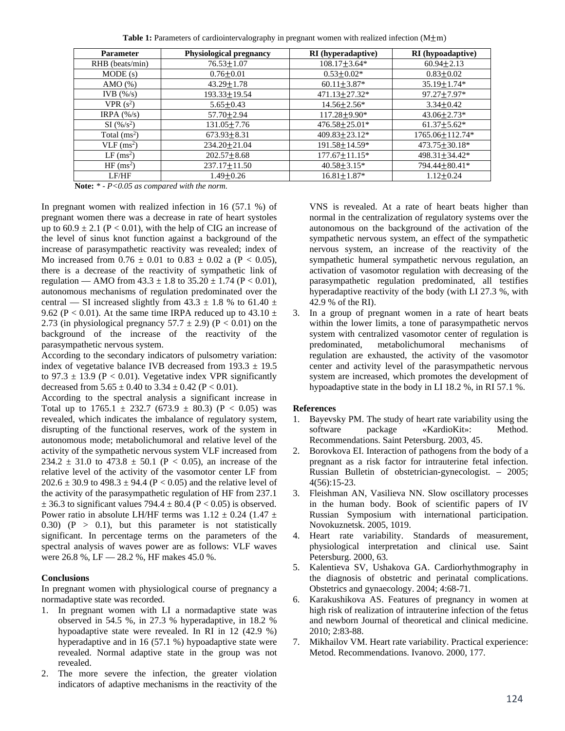**Table 1:** Parameters of cardiointervalography in pregnant women with realized infection (M±m)

| Parameter | Physiological pregnancy | RI (hyperadaptive) | RI (hypoadaptive) |
|---|---|---|---|
| RHB (beats/min) | 76.53±1.07 | 108.17±3.64* | 60.94±2.13 |
| MODE (s) | 0.76±0.01 | 0.53±0.02* | 0.83±0.02 |
| AMO (%) | 43.29±1.78 | 60.11±3.87* | 35.19±1.74* |
| IVB (%/s) | 193.33±19.54 | 471.13±27.32* | 97.27±7.97* |
| VPR ($s^2$) | 5.65±0.43 | 14.56±2.56* | 3.34±0.42 |
| IRPA (%/s) | 57.70±2.94 | 117.28±9.90* | 43.06±2.73* |
| SI (%/$s^2$) | 131.05±7.76 | 476.58±25.01* | 61.37±5.62* |
| Total ($ms^2$) | 673.93±8.31 | 409.83±23.12* | 1765.06±112.74* |
| VLF ($ms^2$) | 234.20±21.04 | 191.58±14.59* | 473.75±30.18* |
| LF ($ms^2$) | 202.57±8.68 | 177.67±11.15* | 498.31±34.42* |
| HF ($ms^2$) | 237.17±11.50 | 40.58±3.15* | 794.44±80.41* |
| LF/HF | 1.49±0.26 | 16.81±1.87* | 1.12±0.24 |

**Note:** *\* - P<0.05 as compared with the norm.*

In pregnant women with realized infection in 16 (57.1 %) of pregnant women there was a decrease in rate of heart systoles up to 60.9 ± 2.1 ($P < 0.01$), with the help of CIG an increase of the level of sinus knot function against a background of the increase of parasympathetic reactivity was revealed; index of Mo increased from 0.76 ± 0.01 to 0.83 ± 0.02 a ($P < 0.05$), there is a decrease of the reactivity of sympathetic link of regulation — AMO from 43.3 ± 1.8 to 35.20 ± 1.74 ($P < 0.01$), autonomous mechanisms of regulation predominated over the central — SI increased slightly from 43.3 ± 1.8 % to 61.40 ± 9.62 ($P < 0.01$). At the same time IRPA reduced up to 43.10 ± 2.73 (in physiological pregnancy 57.7 ± 2.9) ($P < 0.01$) on the background of the increase of the reactivity of the parasympathetic nervous system.

According to the secondary indicators of pulsometry variation: index of vegetative balance IVB decreased from 193.3 ± 19.5 to 97.3 ± 13.9 ($P < 0.01$). Vegetative index VPR significantly decreased from 5.65 ± 0.40 to 3.34 ± 0.42 ($P < 0.01$).

According to the spectral analysis a significant increase in Total up to 1765.1 ± 232.7 (673.9 ± 80.3) ($P < 0.05$) was revealed, which indicates the imbalance of regulatory system, disrupting of the functional reserves, work of the system in autonomous mode; metabolichumoral and relative level of the activity of the sympathetic nervous system VLF increased from 234.2 ± 31.0 to 473.8 ± 50.1 ($P < 0.05$), an increase of the relative level of the activity of the vasomotor center LF from 202.6 ± 30.9 to 498.3 ± 94.4 ($P < 0.05$) and the relative level of the activity of the parasympathetic regulation of HF from 237.1 ± 36.3 to significant values 794.4 ± 80.4 ($P < 0.05$) is observed. Power ratio in absolute LH/HF terms was 1.12 ± 0.24 (1.47 ± 0.30) ($P > 0.1$), but this parameter is not statistically significant. In percentage terms on the parameters of the spectral analysis of waves power are as follows: VLF waves were 26.8 %, LF — 28.2 %, HF makes 45.0 %.

## Conclusions

In pregnant women with physiological course of pregnancy a normadaptive state was recorded.

1. In pregnant women with LI a normadaptive state was observed in 54.5 %, in 27.3 % hyperadaptive, in 18.2 % hypoadaptive state were revealed. In RI in 12 (42.9 %) hyperadaptive and in 16 (57.1 %) hypoadaptive state were revealed. Normal adaptive state in the group was not revealed.
2. The more severe the infection, the greater violation indicators of adaptive mechanisms in the reactivity of the VNS is revealed. At a rate of heart beats higher than normal in the centralization of regulatory systems over the autonomous on the background of the activation of the sympathetic nervous system, an effect of the sympathetic nervous system, an increase of the reactivity of the sympathetic humeral sympathetic nervous regulation, an activation of vasomotor regulation with decreasing of the parasympathetic regulation predominated, all testifies hyperadaptive reactivity of the body (with LI 27.3 %, with 42.9 % of the RI).
3. In a group of pregnant women in a rate of heart beats within the lower limits, a tone of parasympathetic nervos system with centralized vasomotor center of regulation is predominated, metabolichumoral mechanisms of regulation are exhausted, the activity of the vasomotor center and activity level of the parasympathetic nervous system are increased, which promotes the development of hypoadaptive state in the body in LI 18.2 %, in RI 57.1 %.

## References

1. Bayevsky PM. The study of heart rate variability using the software package «KardioKit»: Method. Recommendations. Saint Petersburg. 2003, 45.
2. Borovkova EI. Interaction of pathogens from the body of a pregnant as a risk factor for intrauterine fetal infection. Russian Bulletin of obstetrician-gynecologist. – 2005; 4(56):15-23.
3. Fleishman AN, Vasilieva NN. Slow oscillatory processes in the human body. Book of scientific papers of IV Russian Symposium with international participation. Novokuznetsk. 2005, 1019.
4. Heart rate variability. Standards of measurement, physiological interpretation and clinical use. Saint Petersburg. 2000, 63.
5. Kalentieva SV, Ushakova GA. Cardiorhythmography in the diagnosis of obstetric and perinatal complications. Obstetrics and gynaecology. 2004; 4:68-71.
6. Karakushikova AS. Features of pregnancy in women at high risk of realization of intrauterine infection of the fetus and newborn Journal of theoretical and clinical medicine. 2010; 2:83-88.
7. Mikhailov VM. Heart rate variability. Practical experience: Metod. Recommendations. Ivanovo. 2000, 177.